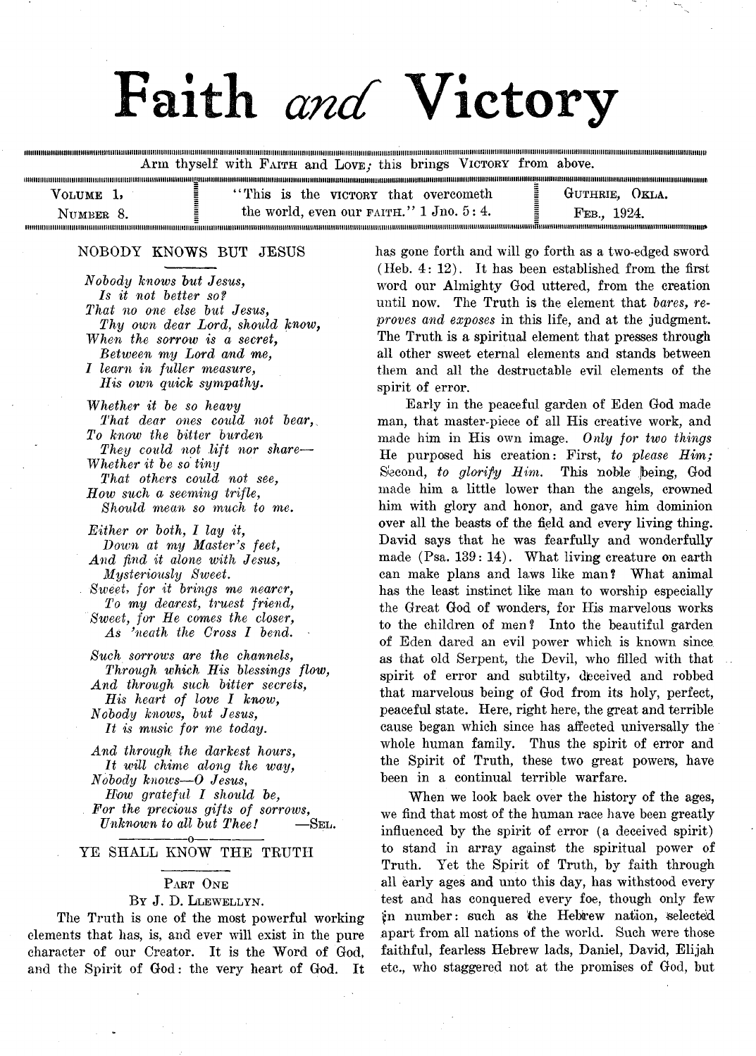# Faith *and* Victory

Arm thyself with FAITH and LOVE; this brings VICTORY from above.

VOLUME 1, NUMBER 8. — "This is the VICTORY that overcometh the world, even our FAITH." 1 Jno. 5: 4. — GUTHRIE, OKLA. FEB., 1924.

## NOBODY KNOWS BUT JESUS

*Nobody knows but Jesus,*
*Is it not better so?*
*That no one else but Jesus,*
*Thy own dear Lord, should know,*
*When the sorrow is a secret,*
*Between my Lord and me,*
*I learn in fuller measure,*
*His own quick sympathy.*

*Whether it be so heavy*
*That dear ones could not bear,*
*To know the bitter burden*
*They could not lift nor share—*
*Whether it be so tiny*
*That others could not see,*
*How such a seeming trifle,*
*Should mean so much to me.*

*Either or both, I lay it,*
*Down at my Master's feet,*
*And find it alone with Jesus,*
*Mysteriously Sweet.*
*Sweet, for it brings me nearer,*
*To my dearest, truest friend,*
*Sweet, for He comes the closer,*
*As 'neath the Cross I bend.*

*Such sorrows are the channels,*
*Through which His blessings flow,*
*And through such bitter secrets,*
*His heart of love I know,*
*Nobody knows, but Jesus,*
*It is music for me today.*

*And through the darkest hours,*
*It will chime along the way,*
*Nobody knows—O Jesus,*
*How grateful I should be,*
*For the precious gifts of sorrows,*
*Unknown to all but Thee!* —SEL.

---

## YE SHALL KNOW THE TRUTH

PART ONE

BY J. D. LLEWELLYN.

The Truth is one of the most powerful working elements that has, is, and ever will exist in the pure character of our Creator. It is the Word of God, and the Spirit of God: the very heart of God. It has gone forth and will go forth as a two-edged sword (Heb. 4: 12). It has been established from the first word our Almighty God uttered, from the creation until now. The Truth is the element that *bares, reproves and exposes* in this life, and at the judgment. The Truth is a spiritual element that presses through all other sweet eternal elements and stands between them and all the destructable evil elements of the spirit of error.

Early in the peaceful garden of Eden God made man, that master-piece of all His creative work, and made him in His own image. *Only for two things* He purposed his creation: First, *to please Him;* Second, *to glorify Him.* This noble being, God made him a little lower than the angels, crowned him with glory and honor, and gave him dominion over all the beasts of the field and every living thing. David says that he was fearfully and wonderfully made (Psa. 139: 14). What living creature on earth can make plans and laws like man? What animal has the least instinct like man to worship especially the Great God of wonders, for His marvelous works to the children of men? Into the beautiful garden of Eden dared an evil power which is known since as that old Serpent, the Devil, who filled with that spirit of error and subtilty, deceived and robbed that marvelous being of God from its holy, perfect, peaceful state. Here, right here, the great and terrible cause began which since has affected universally the whole human family. Thus the spirit of error and the Spirit of Truth, these two great powers, have been in a continual terrible warfare.

When we look back over the history of the ages, we find that most of the human race have been greatly influenced by the spirit of error (a deceived spirit) to stand in array against the spiritual power of Truth. Yet the Spirit of Truth, by faith through all early ages and unto this day, has withstood every test and has conquered every foe, though only few in number: such as the Hebrew nation, selected apart from all nations of the world. Such were those faithful, fearless Hebrew lads, Daniel, David, Elijah etc., who staggered not at the promises of God, but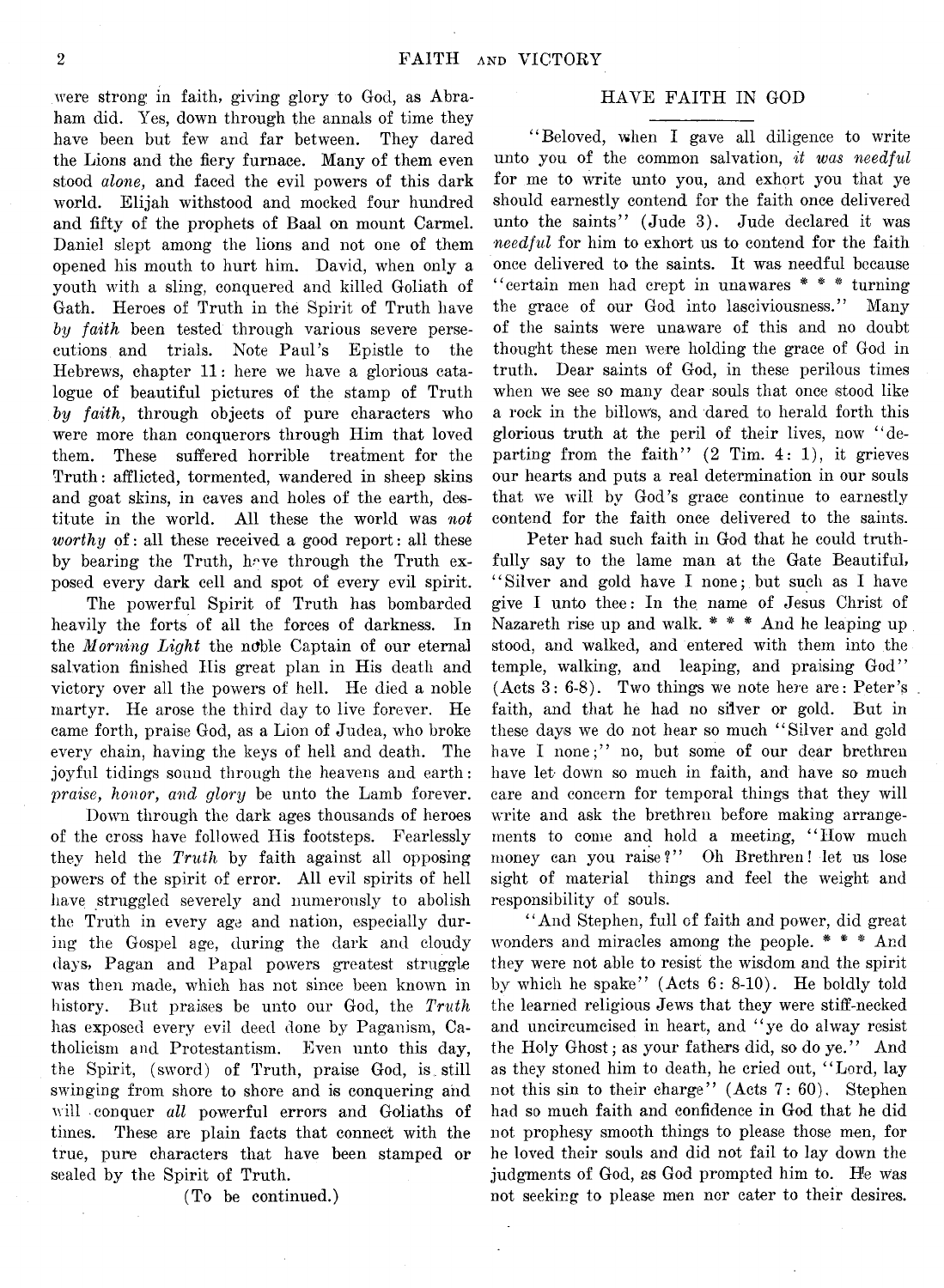were strong in faith, giving glory to God, as Abraham did. Yes, down through the annals of time they have been but few and far between. They dared the Lions and the fiery furnace. Many of them even stood *alone*, and faced the evil powers of this dark world. Elijah withstood and mocked four hundred and fifty of the prophets of Baal on mount Carmel. Daniel slept among the lions and not one of them opened his mouth to hurt him. David, when only a youth with a sling, conquered and killed Goliath of Gath. Heroes of Truth in the Spirit of Truth have *by faith* been tested through various severe persecutions and trials. Note Paul's Epistle to the Hebrews, chapter 11: here we have a glorious catalogue of beautiful pictures of the stamp of Truth *by faith*, through objects of pure characters who were more than conquerors through Him that loved them. These suffered horrible treatment for the Truth: afflicted, tormented, wandered in sheep skins and goat skins, in caves and holes of the earth, destitute in the world. All these the world was *not worthy* of: all these received a good report: all these by bearing the Truth, have through the Truth exposed every dark cell and spot of every evil spirit.

The powerful Spirit of Truth has bombarded heavily the forts of all the forces of darkness. In the *Morning Light* the noble Captain of our eternal salvation finished His great plan in His death and victory over all the powers of hell. He died a noble martyr. He arose the third day to live forever. He came forth, praise God, as a Lion of Judea, who broke every chain, having the keys of hell and death. The joyful tidings sound through the heavens and earth: *praise, honor, and glory* be unto the Lamb forever.

Down through the dark ages thousands of heroes of the cross have followed His footsteps. Fearlessly they held the *Truth* by faith against all opposing powers of the spirit of error. All evil spirits of hell have struggled severely and numerously to abolish the Truth in every age and nation, especially during the Gospel age, during the dark and cloudy days, Pagan and Papal powers greatest struggle was then made, which has not since been known in history. But praises be unto our God, the *Truth* has exposed every evil deed done by Paganism, Catholicism and Protestantism. Even unto this day, the Spirit, (sword) of Truth, praise God, is still swinging from shore to shore and is conquering and will conquer *all* powerful errors and Goliaths of times. These are plain facts that connect with the true, pure characters that have been stamped or sealed by the Spirit of Truth.

(To be continued.)

## HAVE FAITH IN GOD

"Beloved, when I gave all diligence to write unto you of the common salvation, *it was needful* for me to write unto you, and exhort you that ye should earnestly contend for the faith once delivered unto the saints" (Jude 3). Jude declared it was *needful* for him to exhort us to contend for the faith once delivered to the saints. It was needful because "certain men had crept in unawares * * * turning the grace of our God into lasciviousness." Many of the saints were unaware of this and no doubt thought these men were holding the grace of God in truth. Dear saints of God, in these perilous times when we see so many dear souls that once stood like a rock in the billows, and dared to herald forth this glorious truth at the peril of their lives, now "departing from the faith" (2 Tim. 4: 1), it grieves our hearts and puts a real determination in our souls that we will by God's grace continue to earnestly contend for the faith once delivered to the saints.

Peter had such faith in God that he could truthfully say to the lame man at the Gate Beautiful, "Silver and gold have I none; but such as I have give I unto thee: In the name of Jesus Christ of Nazareth rise up and walk. * * * And he leaping up stood, and walked, and entered with them into the temple, walking, and leaping, and praising God" (Acts 3: 6-8). Two things we note here are: Peter's faith, and that he had no silver or gold. But in these days we do not hear so much "Silver and gold have I none;" no, but some of our dear brethren have let down so much in faith, and have so much care and concern for temporal things that they will write and ask the brethren before making arrangements to come and hold a meeting, "How much money can you raise?" Oh Brethren! let us lose sight of material things and feel the weight and responsibility of souls.

"And Stephen, full of faith and power, did great wonders and miracles among the people. * * * And they were not able to resist the wisdom and the spirit by which he spake" (Acts 6: 8-10). He boldly told the learned religious Jews that they were stiff-necked and uncircumcised in heart, and "ye do alway resist the Holy Ghost; as your fathers did, so do ye." And as they stoned him to death, he cried out, "Lord, lay not this sin to their charge" (Acts 7: 60). Stephen had so much faith and confidence in God that he did not prophesy smooth things to please those men, for he loved their souls and did not fail to lay down the judgments of God, as God prompted him to. He was not seeking to please men nor cater to their desires.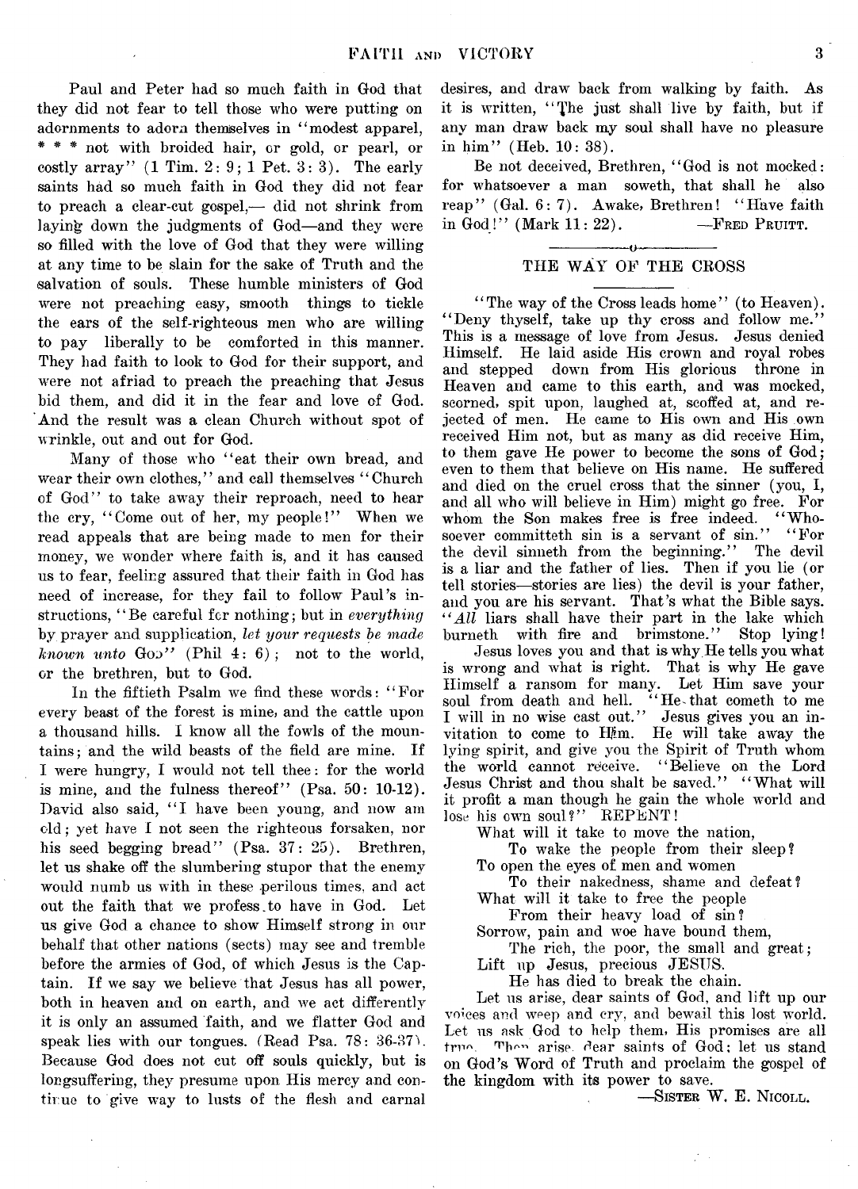Paul and Peter had so much faith in God that they did not fear to tell those who were putting on adornments to adorn themselves in "modest apparel, * * * not with broided hair, or gold, or pearl, or costly array" (1 Tim. 2: 9; 1 Pet. 3: 3). The early saints had so much faith in God they did not fear to preach a clear-cut gospel,— did not shrink from laying down the judgments of God—and they were so filled with the love of God that they were willing at any time to be slain for the sake of Truth and the salvation of souls. These humble ministers of God were not preaching easy, smooth things to tickle the ears of the self-righteous men who are willing to pay liberally to be comforted in this manner. They had faith to look to God for their support, and were not afriad to preach the preaching that Jesus bid them, and did it in the fear and love of God. And the result was a clean Church without spot of wrinkle, out and out for God.

Many of those who "eat their own bread, and wear their own clothes," and call themselves "Church of God" to take away their reproach, need to hear the cry, "Come out of her, my people!" When we read appeals that are being made to men for their money, we wonder where faith is, and it has caused us to fear, feeling assured that their faith in God has need of increase, for they fail to follow Paul's instructions, "Be careful for nothing; but in *everything* by prayer and supplication, *let your requests be made known unto* GOD" (Phil 4: 6); not to the world, or the brethren, but to God.

In the fiftieth Psalm we find these words: "For every beast of the forest is mine, and the cattle upon a thousand hills. I know all the fowls of the mountains; and the wild beasts of the field are mine. If I were hungry, I would not tell thee: for the world is mine, and the fulness thereof" (Psa. 50: 10-12). David also said, "I have been young, and now am old; yet have I not seen the righteous forsaken, nor his seed begging bread" (Psa. 37: 25). Brethren, let us shake off the slumbering stupor that the enemy would numb us with in these perilous times, and act out the faith that we profess to have in God. Let us give God a chance to show Himself strong in our behalf that other nations (sects) may see and tremble before the armies of God, of which Jesus is the Captain. If we say we believe that Jesus has all power, both in heaven and on earth, and we act differently it is only an assumed faith, and we flatter God and speak lies with our tongues. (Read Psa. 78: 36-37). Because God does not cut off souls quickly, but is longsuffering, they presume upon His mercy and continue to give way to lusts of the flesh and carnal desires, and draw back from walking by faith. As it is written, "The just shall live by faith, but if any man draw back my soul shall have no pleasure in him" (Heb. 10: 38).

Be not deceived, Brethren, "God is not mocked: for whatsoever a man soweth, that shall he also reap" (Gal. 6: 7). Awake, Brethren! "Have faith in God!" (Mark 11: 22). —FRED PRUITT.

## THE WAY OF THE CROSS

"The way of the Cross leads home" (to Heaven). "Deny thyself, take up thy cross and follow me." This is a message of love from Jesus. Jesus denied Himself. He laid aside His crown and royal robes and stepped down from His glorious throne in Heaven and came to this earth, and was mocked, scorned, spit upon, laughed at, scoffed at, and rejected of men. He came to His own and His own received Him not, but as many as did receive Him, to them gave He power to become the sons of God; even to them that believe on His name. He suffered and died on the cruel cross that the sinner (you, I, and all who will believe in Him) might go free. For whom the Son makes free is free indeed. "Whosoever committeth sin is a servant of sin." "For the devil sinneth from the beginning." The devil is a liar and the father of lies. Then if you lie (or tell stories—stories are lies) the devil is your father, and you are his servant. That's what the Bible says. "*All* liars shall have their part in the lake which burneth with fire and brimstone." Stop lying!

Jesus loves you and that is why He tells you what is wrong and what is right. That is why He gave Himself a ransom for many. Let Him save your soul from death and hell. "He that cometh to me I will in no wise cast out." Jesus gives you an invitation to come to Him. He will take away the lying spirit, and give you the Spirit of Truth whom the world cannot receive. "Believe on the Lord Jesus Christ and thou shalt be saved." "What will it profit a man though he gain the whole world and lose his own soul?" REPENT!

What will it take to move the nation,
  To wake the people from their sleep?
To open the eyes of men and women
  To their nakedness, shame and defeat?
What will it take to free the people
  From their heavy load of sin?
Sorrow, pain and woe have bound them,
  The rich, the poor, the small and great;
Lift up Jesus, precious JESUS.
  He has died to break the chain.

Let us arise, dear saints of God, and lift up our voices and weep and cry, and bewail this lost world. Let us ask God to help them. His promises are all true. Then arise, dear saints of God; let us stand on God's Word of Truth and proclaim the gospel of the kingdom with its power to save.

—SISTER W. E. NICOLL.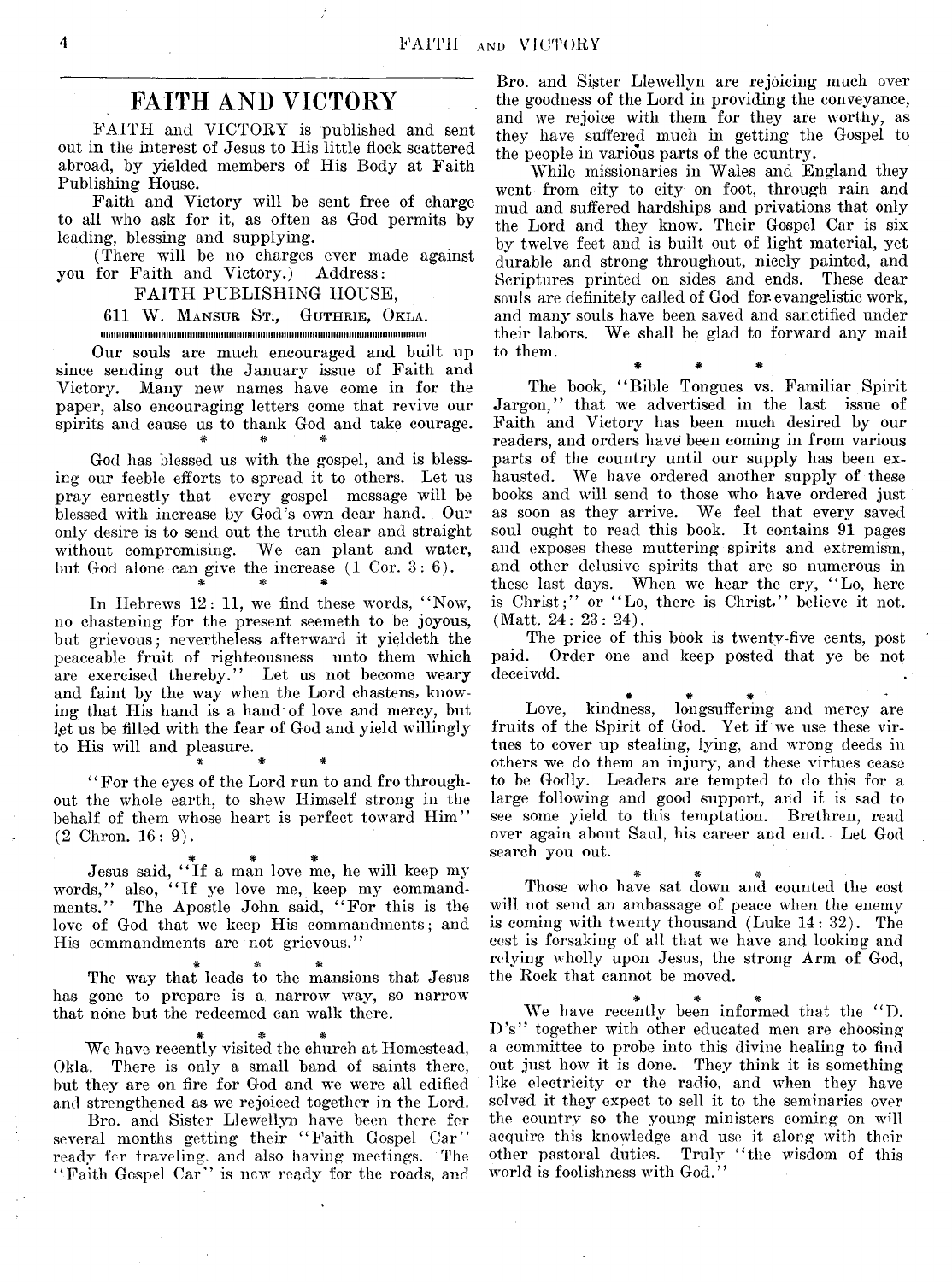# FAITH AND VICTORY

FAITH and VICTORY is published and sent out in the interest of Jesus to His little flock scattered abroad, by yielded members of His Body at Faith Publishing House.

Faith and Victory will be sent free of charge to all who ask for it, as often as God permits by leading, blessing and supplying.

(There will be no charges ever made against you for Faith and Victory.) Address:

FAITH PUBLISHING HOUSE,
611 W. MANSUR ST., GUTHRIE, OKLA.

Our souls are much encouraged and built up since sending out the January issue of Faith and Victory. Many new names have come in for the paper, also encouraging letters come that revive our spirits and cause us to thank God and take courage.

\* \* \*

God has blessed us with the gospel, and is blessing our feeble efforts to spread it to others. Let us pray earnestly that every gospel message will be blessed with increase by God's own dear hand. Our only desire is to send out the truth clear and straight without compromising. We can plant and water, but God alone can give the increase (1 Cor. 3: 6).

\* \* \*

In Hebrews 12: 11, we find these words, "Now, no chastening for the present seemeth to be joyous, but grievous; nevertheless afterward it yieldeth the peaceable fruit of righteousness unto them which are exercised thereby." Let us not become weary and faint by the way when the Lord chastens, knowing that His hand is a hand of love and mercy, but let us be filled with the fear of God and yield willingly to His will and pleasure.

\* \* \*

"For the eyes of the Lord run to and fro throughout the whole earth, to shew Himself strong in the behalf of them whose heart is perfect toward Him" (2 Chron. 16: 9).

\* \* \*

Jesus said, "If a man love me, he will keep my words," also, "If ye love me, keep my commandments." The Apostle John said, "For this is the love of God that we keep His commandments; and His commandments are not grievous."

\* \* \*

The way that leads to the mansions that Jesus has gone to prepare is a narrow way, so narrow that none but the redeemed can walk there.

\* \* \*

We have recently visited the church at Homestead, Okla. There is only a small band of saints there, but they are on fire for God and we were all edified and strengthened as we rejoiced together in the Lord.

Bro. and Sister Llewellyn have been there for several months getting their "Faith Gospel Car" ready for traveling, and also having meetings. The "Faith Gospel Car" is now ready for the roads, and Bro. and Sister Llewellyn are rejoicing much over the goodness of the Lord in providing the conveyance, and we rejoice with them for they are worthy, as they have suffered much in getting the Gospel to the people in various parts of the country.

While missionaries in Wales and England they went from city to city on foot, through rain and mud and suffered hardships and privations that only the Lord and they know. Their Gospel Car is six by twelve feet and is built out of light material, yet durable and strong throughout, nicely painted, and Scriptures printed on sides and ends. These dear souls are definitely called of God for evangelistic work, and many souls have been saved and sanctified under their labors. We shall be glad to forward any mail to them.

\* \* \*

The book, "Bible Tongues vs. Familiar Spirit Jargon," that we advertised in the last issue of Faith and Victory has been much desired by our readers, and orders have been coming in from various parts of the country until our supply has been exhausted. We have ordered another supply of these books and will send to those who have ordered just as soon as they arrive. We feel that every saved soul ought to read this book. It contains 91 pages and exposes these muttering spirits and extremism, and other delusive spirits that are so numerous in these last days. When we hear the cry, "Lo, here is Christ;" or "Lo, there is Christ," believe it not. (Matt. 24: 23: 24).

The price of this book is twenty-five cents, post paid. Order one and keep posted that ye be not deceived.

\* \* \*

Love, kindness, longsuffering and mercy are fruits of the Spirit of God. Yet if we use these virtues to cover up stealing, lying, and wrong deeds in others we do them an injury, and these virtues cease to be Godly. Leaders are tempted to do this for a large following and good support, and it is sad to see some yield to this temptation. Brethren, read over again about Saul, his career and end. Let God search you out.

\* \* \*

Those who have sat down and counted the cost will not send an ambassage of peace when the enemy is coming with twenty thousand (Luke 14: 32). The cost is forsaking of all that we have and looking and relying wholly upon Jesus, the strong Arm of God, the Rock that cannot be moved.

\* \* \*

We have recently been informed that the "D. D's" together with other educated men are choosing a committee to probe into this divine healing to find out just how it is done. They think it is something like electricity or the radio, and when they have solved it they expect to sell it to the seminaries over the country so the young ministers coming on will acquire this knowledge and use it along with their other pastoral duties. Truly "the wisdom of this world is foolishness with God."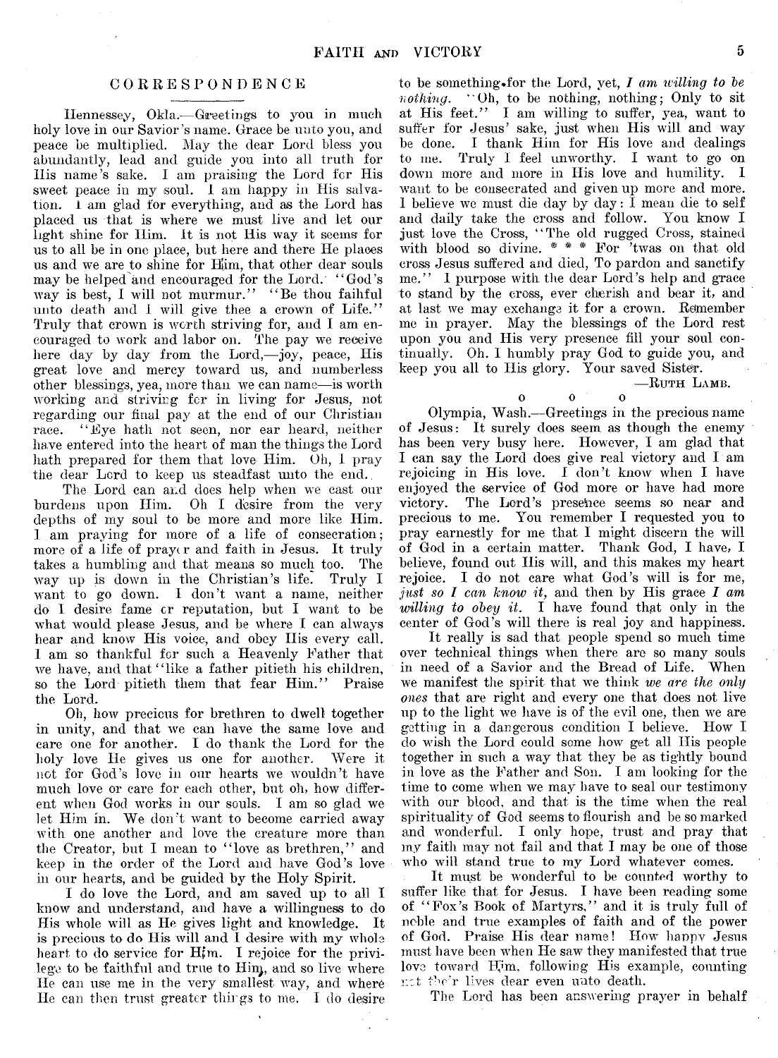## CORRESPONDENCE

Hennessey, Okla.—Greetings to you in much holy love in our Savior's name. Grace be unto you, and peace be multiplied. May the dear Lord bless you abundantly, lead and guide you into all truth for His name's sake. I am praising the Lord for His sweet peace in my soul. I am happy in His salvation. I am glad for everything, and as the Lord has placed us that is where we must live and let our light shine for Him. It is not His way it seems for us to all be in one place, but here and there He places us and we are to shine for Him, that other dear souls may be helped and encouraged for the Lord. "God's way is best, I will not murmur." "Be thou faihful unto death and I will give thee a crown of Life." Truly that crown is worth striving for, and I am encouraged to work and labor on. The pay we receive here day by day from the Lord,—joy, peace, His great love and mercy toward us, and numberless other blessings, yea, more than we can name—is worth working and striving for in living for Jesus, not regarding our final pay at the end of our Christian race. "Eye hath not seen, nor ear heard, neither have entered into the heart of man the things the Lord hath prepared for them that love Him. Oh, I pray the dear Lord to keep us steadfast unto the end.

The Lord can and does help when we cast our burdens upon Him. Oh I desire from the very depths of my soul to be more and more like Him. I am praying for more of a life of consecration; more of a life of prayer and faith in Jesus. It truly takes a humbling and that means so much too. The way up is down in the Christian's life. Truly I want to go down. I don't want a name, neither do I desire fame or reputation, but I want to be what would please Jesus, and be where I can always hear and know His voice, and obey His every call. I am so thankful for such a Heavenly Father that we have, and that "like a father pitieth his children, so the Lord pitieth them that fear Him." Praise the Lord.

Oh, how precious for brethren to dwell together in unity, and that we can have the same love and care one for another. I do thank the Lord for the holy love He gives us one for another. Were it not for God's love in our hearts we wouldn't have much love or care for each other, but oh, how different when God works in our souls. I am so glad we let Him in. We don't want to become carried away with one another and love the creature more than the Creator, but I mean to "love as brethren," and keep in the order of the Lord and have God's love in our hearts, and be guided by the Holy Spirit.

I do love the Lord, and am saved up to all I know and understand, and have a willingness to do His whole will as He gives light and knowledge. It is precious to do His will and I desire with my whole heart to do service for Him. I rejoice for the privilege to be faithful and true to Him, and so live where He can use me in the very smallest way, and where He can then trust greater things to me. I do desire to be something for the Lord, yet, *I am willing to be nothing.* "Oh, to be nothing, nothing; Only to sit at His feet." I am willing to suffer, yea, want to suffer for Jesus' sake, just when His will and way be done. I thank Him for His love and dealings to me. Truly I feel unworthy. I want to go on down more and more in His love and humility. I want to be consecrated and given up more and more. I believe we must die day by day: I mean die to self and daily take the cross and follow. You know I just love the Cross, "The old rugged Cross, stained with blood so divine. * * * For 'twas on that old cross Jesus suffered and died, To pardon and sanctify me." I purpose with the dear Lord's help and grace to stand by the cross, ever cherish and bear it, and at last we may exchange it for a crown. Remember me in prayer. May the blessings of the Lord rest upon you and His very presence fill your soul continually. Oh. I humbly pray God to guide you, and keep you all to His glory. Your saved Sister.

—RUTH LAMB.

o o o

Olympia, Wash.—Greetings in the precious name of Jesus: It surely does seem as though the enemy has been very busy here. However, I am glad that I can say the Lord does give real victory and I am rejoicing in His love. I don't know when I have enjoyed the service of God more or have had more victory. The Lord's presence seems so near and precious to me. You remember I requested you to pray earnestly for me that I might discern the will of God in a certain matter. Thank God, I have, I believe, found out His will, and this makes my heart rejoice. I do not care what God's will is for me, *just so I can know it,* and then by His grace *I am willing to obey it.* I have found that only in the center of God's will there is real joy and happiness.

It really is sad that people spend so much time over technical things when there are so many souls in need of a Savior and the Bread of Life. When we manifest the spirit that we think *we are the only ones* that are right and every one that does not live up to the light we have is of the evil one, then we are getting in a dangerous condition I believe. How I do wish the Lord could some how get all His people together in such a way that they be as tightly bound in love as the Father and Son. I am looking for the time to come when we may have to seal our testimony with our blood, and that is the time when the real spirituality of God seems to flourish and be so marked and wonderful. I only hope, trust and pray that my faith may not fail and that I may be one of those who will stand true to my Lord whatever comes.

It must be wonderful to be counted worthy to suffer like that for Jesus. I have been reading some of "Fox's Book of Martyrs," and it is truly full of noble and true examples of faith and of the power of God. Praise His dear name! How happy Jesus must have been when He saw they manifested that true love toward Him, following His example, counting not their lives dear even unto death.

The Lord has been answering prayer in behalf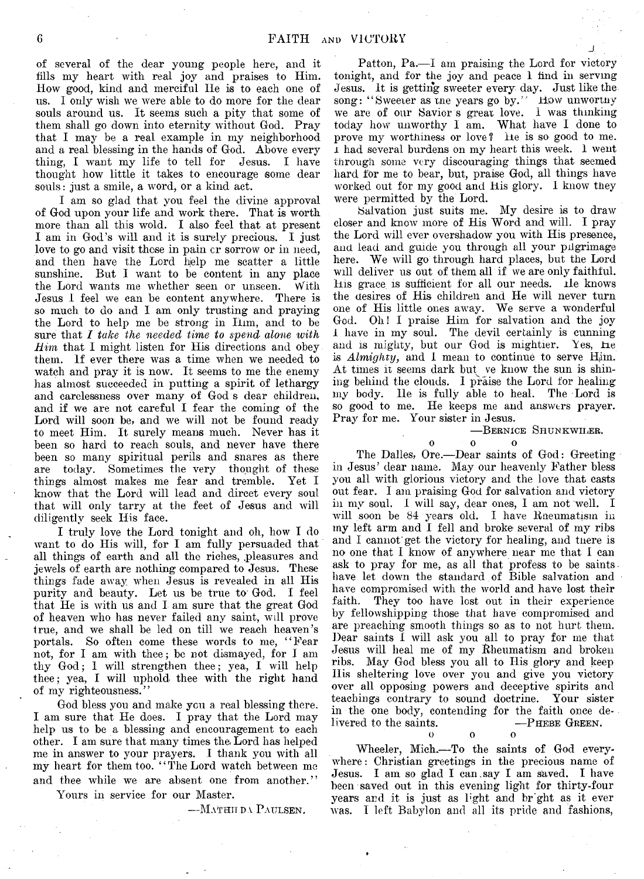of several of the dear young people here, and it fills my heart with real joy and praises to Him. How good, kind and merciful He is to each one of us. I only wish we were able to do more for the dear souls around us. It seems such a pity that some of them shall go down into eternity without God. Pray that I may be a real example in my neighborhood and a real blessing in the hands of God. Above every thing, I want my life to tell for Jesus. I have thought how little it takes to encourage some dear souls: just a smile, a word, or a kind act.

I am so glad that you feel the divine approval of God upon your life and work there. That is worth more than all this wold. I also feel that at present I am in God's will and it is surely precious. I just love to go and visit those in pain or sorrow or in need, and then have the Lord help me scatter a little sunshine. But I want to be content in any place the Lord wants me whether seen or unseen. With Jesus I feel we can be content anywhere. There is so much to do and I am only trusting and praying the Lord to help me be strong in Him, and to be sure that *I take the needed time to spend alone with Him* that I might listen for His directions and obey them. If ever there was a time when we needed to watch and pray it is now. It seems to me the enemy has almost succeeded in putting a spirit of lethargy and carelessness over many of God's dear children, and if we are not careful I fear the coming of the Lord will soon be, and we will not be found ready to meet Him. It surely means much. Never has it been so hard to reach souls, and never have there been so many spiritual perils and snares as there are today. Sometimes the very thought of these things almost makes me fear and tremble. Yet I know that the Lord will lead and dircet every soul that will only tarry at the feet of Jesus and will diligently seek His face.

I truly love the Lord tonight and oh, how I do want to do His will, for I am fully persuaded that all things of earth and all the riches, pleasures and jewels of earth are nothing compared to Jesus. These things fade away when Jesus is revealed in all His purity and beauty. Let us be true to God. I feel that He is with us and I am sure that the great God of heaven who has never failed any saint, will prove true, and we shall be led on till we reach heaven's portals. So often come these words to me, "Fear not, for I am with thee; be not dismayed, for I am thy God; I will strengthen thee; yea, I will help thee; yea, I will uphold thee with the right hand of my righteousness."

God bless you and make you a real blessing there. I am sure that He does. I pray that the Lord may help us to be a blessing and encouragement to each other. I am sure that many times the Lord has helped me in answer to your prayers. I thank you with all my heart for them too. "The Lord watch between me and thee while we are absent one from another."

Yours in service for our Master.

—MATHILDA PAULSEN.

Patton, Pa.—I am praising the Lord for victory tonight, and for the joy and peace I find in serving Jesus. It is getting sweeter every day. Just like the song: "Sweeter as the years go by." How unworthy we are of our Savior's great love. I was thinking today how unworthy I am. What have I done to prove my worthiness or love? He is so good to me. I had several burdens on my heart this week. I went through some very discouraging things that seemed hard for me to bear, but, praise God, all things have worked out for my good and His glory. I know they were permitted by the Lord.

Salvation just suits me. My desire is to draw closer and know more of His Word and will. I pray the Lord will ever overshadow you with His presence, and lead and guide you through all your pilgrimage here. We will go through hard places, but the Lord will deliver us out of them all if we are only faithful. His grace is sufficient for all our needs. He knows the desires of His children and He will never turn one of His little ones away. We serve a wonderful God. Oh! I praise Him for salvation and the joy I have in my soul. The devil certainly is cunning and is mighty, but our God is mightier. Yes, He is *Almighty,* and I mean to continue to serve Him. At times it seems dark but we know the sun is shining behind the clouds. I praise the Lord for healing my body. He is fully able to heal. The Lord is so good to me. He keeps me and answers prayer. Pray for me. Your sister in Jesus.

—BERNICE SHUNKWILER.

o o o

The Dalles, Ore.—Dear saints of God: Greeting in Jesus' dear name. May our heavenly Father bless you all with glorious victory and the love that casts out fear. I am praising God for salvation and victory in my soul. I will say, dear ones, I am not well. I will soon be 84 years old. I have Rheumatism in my left arm and I fell and broke several of my ribs and I cannot get the victory for healing, and there is no one that I know of anywhere near me that I can ask to pray for me, as all that profess to be saints have let down the standard of Bible salvation and have compromised with the world and have lost their faith. They too have lost out in their experience by fellowshipping those that have compromised and are preaching smooth things so as to not hurt them. Dear saints I will ask you all to pray for me that Jesus will heal me of my Rheumatism and broken ribs. May God bless you all to His glory and keep His sheltering love over you and give you victory over all opposing powers and deceptive spirits and teachings contrary to sound doctrine. Your sister in the one body, contending for the faith once delivered to the saints.

—PHEBE GREEN.

o o o

Wheeler, Mich.—To the saints of God everywhere: Christian greetings in the precious name of Jesus. I am so glad I can say I am saved. I have been saved out in this evening light for thirty-four years and it is just as light and bright as it ever was. I left Babylon and all its pride and fashions,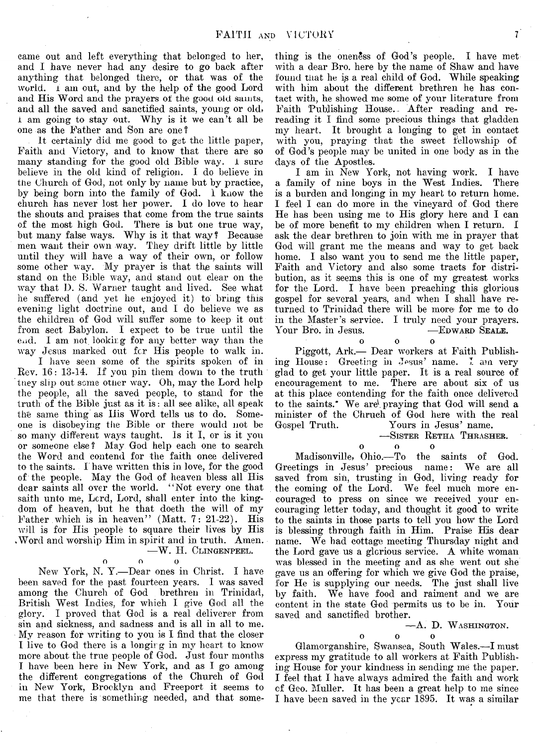came out and left everything that belonged to her, and I have never had any desire to go back after anything that belonged there, or that was of the world. I am out, and by the help of the good Lord and His Word and the prayers of the good old saints, and all the saved and sanctified saints, young or old, I am going to stay out. Why is it we can't all be one as the Father and Son are one?

It certainly did me good to get the little paper, Faith and Victory, and to know that there are so many standing for the good old Bible way. I sure believe in the old kind of religion. I do believe in the Church of God, not only by name but by practice, by being born into the family of God. I know the church has never lost her power. I do love to hear the shouts and praises that come from the true saints of the most high God. There is but one true way, but many false ways. Why is it that way? Because men want their own way. They drift little by little until they will have a way of their own, or follow some other way. My prayer is that the saints will stand on the Bible way, and stand out clear on the way that D. S. Warner taught and lived. See what he suffered (and yet he enjoyed it) to bring this evening light doctrine out, and I do believe we as the children of God will suffer some to keep it out from sect Babylon. I expect to be true until the end. I am not looking for any better way than the way Jesus marked out for His people to walk in.

I have seen some of the spirits spoken of in Rev. 16: 13-14. If you pin them down to the truth they slip out some other way. Oh, may the Lord help the people, all the saved people, to stand for the truth of the Bible just as it is: all see alike, all speak the same thing as His Word tells us to do. Someone is disobeying the Bible or there would not be so many different ways taught. Is it I, or is it you or someone else? May God help each one to search the Word and contend for the faith once delivered to the saints. I have written this in love, for the good of the people. May the God of heaven bless all His dear saints all over the world. "Not every one that saith unto me, Lord, Lord, shall enter into the kingdom of heaven, but he that doeth the will of my Father which is in heaven" (Matt. 7: 21-22). His will is for His people to square their lives by His Word and worship Him in spirit and in truth. Amen.

—W. H. CLINGENPEEL.

o o o

New York, N. Y.—Dear ones in Christ. I have been saved for the past fourteen years. I was saved among the Church of God brethren in Trinidad, British West Indies, for which I give God all the glory. I proved that God is a real deliverer from sin and sickness, and sadness and is all in all to me. My reason for writing to you is I find that the closer I live to God there is a longing in my heart to know more about the true people of God. Just four months I have been here in New York, and as I go among the different congregations of the Church of God in New York, Brooklyn and Freeport it seems to me that there is something needed, and that something is the oneness of God's people. I have met with a dear Bro. here by the name of Shaw and have found that he is a real child of God. While speaking with him about the different brethren he has contact with, he showed me some of your literature from Faith Publishing House. After reading and re-reading it I find some precious things that gladden my heart. It brought a longing to get in contact with you, praying that the sweet fellowship of of God's people may be united in one body as in the days of the Apostles.

I am in New York, not having work. I have a family of nine boys in the West Indies. There is a burden and longing in my heart to return home. I feel I can do more in the vineyard of God there He has been using me to His glory here and I can be of more benefit to my children when I return. I ask the dear brethren to join with me in prayer that God will grant me the means and way to get back home. I also want you to send me the little paper, Faith and Victory and also some tracts for distribution, as it seems this is one of my greatest works for the Lord. I have been preaching this glorious gospel for several years, and when I shall have returned to Trinidad there will be more for me to do in the Master's service. I truly need your prayers. Your Bro. in Jesus. —EDWARD SEALE.

o o o

Piggott, Ark.— Dear workers at Faith Publishing House: Greeting in Jesus' name. I am very glad to get your little paper. It is a real source of encouragement to me. There are about six of us at this place contending for the faith once delivered to the saints. We are praying that God will send a minister of the Chruch of God here with the real Gospel Truth. Yours in Jesus' name.

—SISTER RETHA THRASHER.

o o o

Madisonville, Ohio.—To the saints of God. Greetings in Jesus' precious name: We are all saved from sin, trusting in God, living ready for the coming of the Lord. We feel much more encouraged to press on since we received your encouraging letter today, and thought it good to write to the saints in those parts to tell you how the Lord is blessing through faith in Him. Praise His dear name. We had cottage meeting Thursday night and the Lord gave us a glorious service. A white woman was blessed in the meeting and as she went out she gave us an offering for which we give God the praise, for He is supplying our needs. The just shall live by faith. We have food and raiment and we are content in the state God permits us to be in. Your saved and sanctified brother.

—A. D. WASHINGTON.

o o o

Glamorganshire, Swansea, South Wales.—I must express my gratitude to all workers at Faith Publishing House for your kindness in sending me the paper. I feel that I have always admired the faith and work of Geo. Muller. It has been a great help to me since I have been saved in the year 1895. It was a similar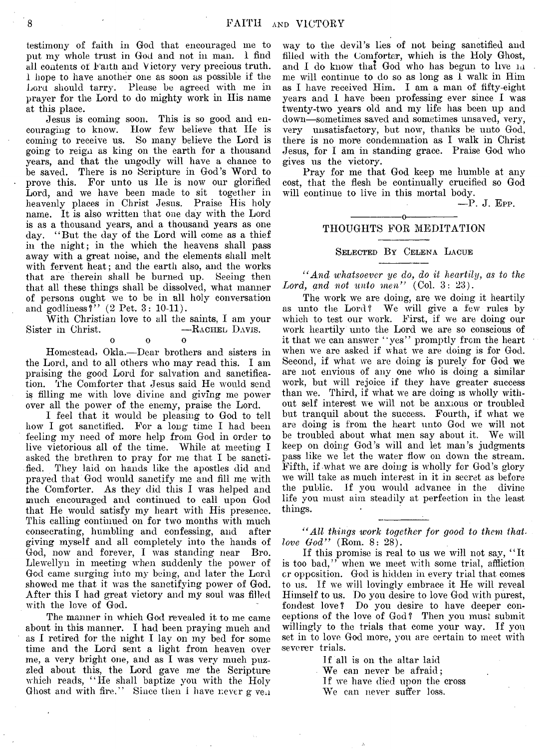testimony of faith in God that encouraged me to put my whole trust in God and not in man. I find all contents of Faith and Victory very precious truth. I hope to have another one as soon as possible if the Lord should tarry. Please be agreed with me in prayer for the Lord to do mighty work in His name at this place.

Jesus is coming soon. This is so good and encouraging to know. How few believe that He is coming to receive us. So many believe the Lord is going to reign as king on the earth for a thousand years, and that the ungodly will have a chance to be saved. There is no Scripture in God's Word to prove this. For unto us He is now our glorified Lord, and we have been made to sit together in heavenly places in Christ Jesus. Praise His holy name. It is also written that one day with the Lord is as a thousand years, and a thousand years as one day. "But the day of the Lord will come as a thief in the night; in the which the heavens shall pass away with a great noise, and the elements shall melt with fervent heat; and the earth also, and the works that are therein shall be burned up. Seeing then that all these things shall be dissolved, what manner of persons ought we to be in all holy conversation and godliness?" (2 Pet. 3: 10-11).

With Christian love to all the saints, I am your Sister in Christ. —RACHEL DAVIS.

o o o

Homestead, Okla.—Dear brothers and sisters in the Lord, and to all others who may read this. I am praising the good Lord for salvation and sanctification. The Comforter that Jesus said He would send is filling me with love divine and giving me power over all the power of the enemy, praise the Lord.

I feel that it would be pleasing to God to tell how I got sanctified. For a long time I had been feeling my need of more help from God in order to live victorious all of the time. While at meeting I asked the brethren to pray for me that I be sanctified. They laid on hands like the apostles did and prayed that God would sanctify me and fill me with the Comforter. As they did this I was helped and much encouraged and continued to call upon God that He would satisfy my heart with His presence. This calling continued on for two months with much consecrating, humbling and confessing, and after giving myself and all completely into the hands of God, now and forever, I was standing near Bro. Llewellyn in meeting when suddenly the power of God came surging into my being, and later the Lord showed me that it was the sanctifying power of God. After this I had great victory and my soul was filled with the love of God.

The manner in which God revealed it to me came about in this manner. I had been praying much and as I retired for the night I lay on my bed for some time and the Lord sent a light from heaven over me, a very bright one, and as I was very much puzzled about this, the Lord gave me the Scripture which reads, "He shall baptize you with the Holy Ghost and with fire." Since then I have never given way to the devil's lies of not being sanctified and filled with the Comforter, which is the Holy Ghost, and I do know that God who has begun to live in me will continue to do so as long as I walk in Him as I have received Him. I am a man of fifty-eight years and I have been professing ever since I was twenty-two years old and my life has been up and down—sometimes saved and sometimes unsaved, very, very unsatisfactory, but now, thanks be unto God, there is no more condemnation as I walk in Christ Jesus, for I am in standing grace. Praise God who gives us the victory.

Pray for me that God keep me humble at any cost, that the flesh be continually crucified so God will continue to live in this mortal body.

—P. J. EPP.

## THOUGHTS FOR MEDITATION

### SELECTED BY CELENA LACUE

*"And whatsoever ye do, do it heartily, as to the Lord, and not unto men"* (Col. 3: 23).

The work we are doing, are we doing it heartily as unto the Lord? We will give a few rules by which to test our work. First, if we are doing our work heartily unto the Lord we are so conscious of it that we can answer "yes" promptly from the heart when we are asked if what we are doing is for God. Second, if what we are doing is purely for God we are not envious of any one who is doing a similar work, but will rejoice if they have greater success than we. Third, if what we are doing is wholly without self interest we will not be anxious or troubled but tranquil about the success. Fourth, if what we are doing is from the heart unto God we will not be troubled about what men say about it. We will keep on doing God's will and let man's judgments pass like we let the water flow on down the stream. Fifth, if what we are doing is wholly for God's glory we will take as much interest in it in secret as before the public. If you would advance in the divine life you must aim steadily at perfection in the least things.

*"All things work together for good to them that love God"* (Rom. 8: 28).

If this promise is real to us we will not say, "It is too bad," when we meet with some trial, affliction or opposition. God is hidden in every trial that comes to us. If we will lovingly embrace it He will reveal Himself to us. Do you desire to love God with purest, fondest love? Do you desire to have deeper conceptions of the love of God? Then you must submit willingly to the trials that come your way. If you set in to love God more, you are certain to meet with severer trials.

If all is on the altar laid  
We can never be afraid;  
If we have died upon the cross  
We can never suffer loss.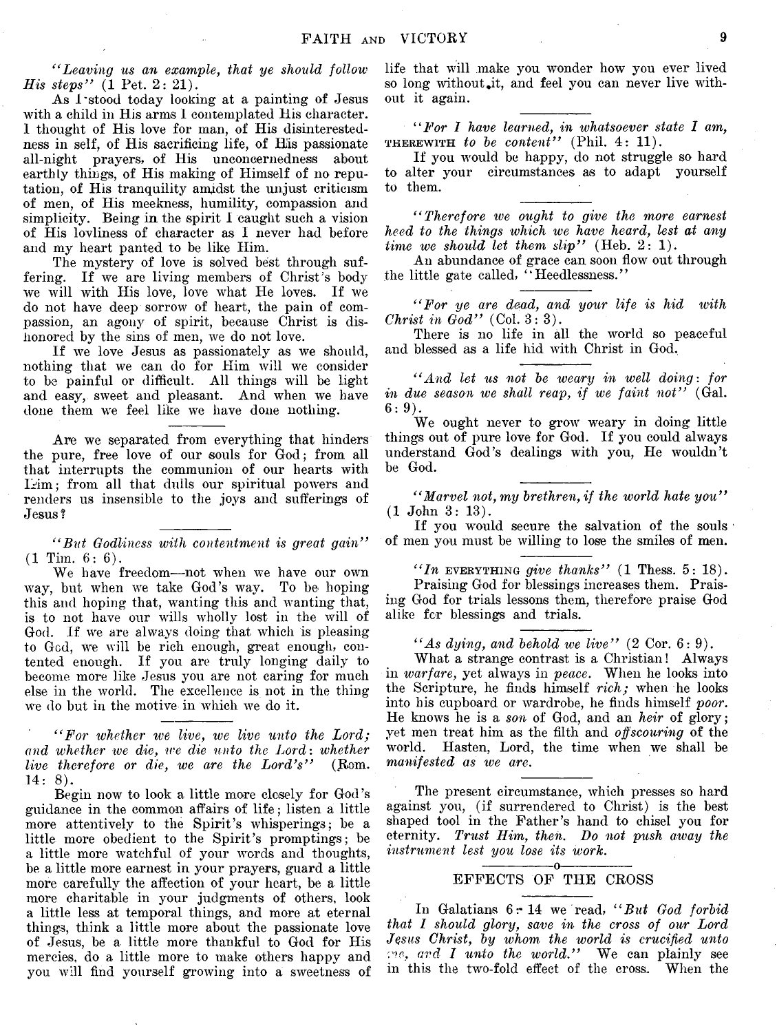*"Leaving us an example, that ye should follow His steps"* (1 Pet. 2: 21).

As I stood today looking at a painting of Jesus with a child in His arms I contemplated His character. I thought of His love for man, of His disinterestedness in self, of His sacrificing life, of His passionate all-night prayers, of His unconcernedness about earthly things, of His making of Himself of no reputation, of His tranquility amidst the unjust criticism of men, of His meekness, humility, compassion and simplicity. Being in the spirit I caught such a vision of His lovliness of character as I never had before and my heart panted to be like Him.

The mystery of love is solved best through suffering. If we are living members of Christ's body we will with His love, love what He loves. If we do not have deep sorrow of heart, the pain of compassion, an agony of spirit, because Christ is dishonored by the sins of men, we do not love.

If we love Jesus as passionately as we should, nothing that we can do for Him will we consider to be painful or difficult. All things will be light and easy, sweet and pleasant. And when we have done them we feel like we have done nothing.

---

Are we separated from everything that hinders the pure, free love of our souls for God; from all that interrupts the communion of our hearts with Him; from all that dulls our spiritual powers and renders us insensible to the joys and sufferings of Jesus?

---

*"But Godliness with contentment is great gain"* (1 Tim. 6: 6).

We have freedom—not when we have our own way, but when we take God's way. To be hoping this and hoping that, wanting this and wanting that, is to not have our wills wholly lost in the will of God. If we are always doing that which is pleasing to God, we will be rich enough, great enough, contented enough. If you are truly longing daily to become more like Jesus you are not caring for much else in the world. The excellence is not in the thing we do but in the motive in which we do it.

---

*"For whether we live, we live unto the Lord; and whether we die, we die unto the Lord: whether live therefore or die, we are the Lord's"* (Rom. 14: 8).

Begin now to look a little more closely for God's guidance in the common affairs of life; listen a little more attentively to the Spirit's whisperings; be a little more obedient to the Spirit's promptings; be a little more watchful of your words and thoughts, be a little more earnest in your prayers, guard a little more carefully the affection of your heart, be a little more charitable in your judgments of others, look a little less at temporal things, and more at eternal things, think a little more about the passionate love of Jesus, be a little more thankful to God for His mercies, do a little more to make others happy and you will find yourself growing into a sweetness of life that will make you wonder how you ever lived so long without it, and feel you can never live without it again.

---

*"For I have learned, in whatsoever state I am,* THEREWITH *to be content"* (Phil. 4: 11).

If you would be happy, do not struggle so hard to alter your circumstances as to adapt yourself to them.

---

*"Therefore we ought to give the more earnest heed to the things which we have heard, lest at any time we should let them slip"* (Heb. 2: 1).

An abundance of grace can soon flow out through the little gate called, "Heedlessness."

---

*"For ye are dead, and your life is hid with Christ in God"* (Col. 3: 3).

There is no life in all the world so peaceful and blessed as a life hid with Christ in God.

---

*"And let us not be weary in well doing: for in due season we shall reap, if we faint not"* (Gal. 6: 9).

We ought never to grow weary in doing little things out of pure love for God. If you could always understand God's dealings with you, He wouldn't be God.

---

*"Marvel not, my brethren, if the world hate you"* (1 John 3: 13).

If you would secure the salvation of the souls of men you must be willing to lose the smiles of men.

---

*"In* EVERYTHING *give thanks"* (1 Thess. 5: 18).

Praising God for blessings increases them. Praising God for trials lessons them, therefore praise God alike for blessings and trials.

---

*"As dying, and behold we live"* (2 Cor. 6: 9).

What a strange contrast is a Christian! Always in *warfare*, yet always in *peace*. When he looks into the Scripture, he finds himself *rich;* when he looks into his cupboard or wardrobe, he finds himself *poor.* He knows he is a *son* of God, and an *heir* of glory; yet men treat him as the filth and *offscouring* of the world. Hasten, Lord, the time when we shall be *manifested as we are.*

---

The present circumstance, which presses so hard against you, (if surrendered to Christ) is the best shaped tool in the Father's hand to chisel you for eternity. *Trust Him, then. Do not push away the instrument lest you lose its work.*

## EFFECTS OF THE CROSS

In Galatians 6: 14 we read, *"But God forbid that I should glory, save in the cross of our Lord Jesus Christ, by whom the world is crucified unto me, and I unto the world."* We can plainly see in this the two-fold effect of the cross. When the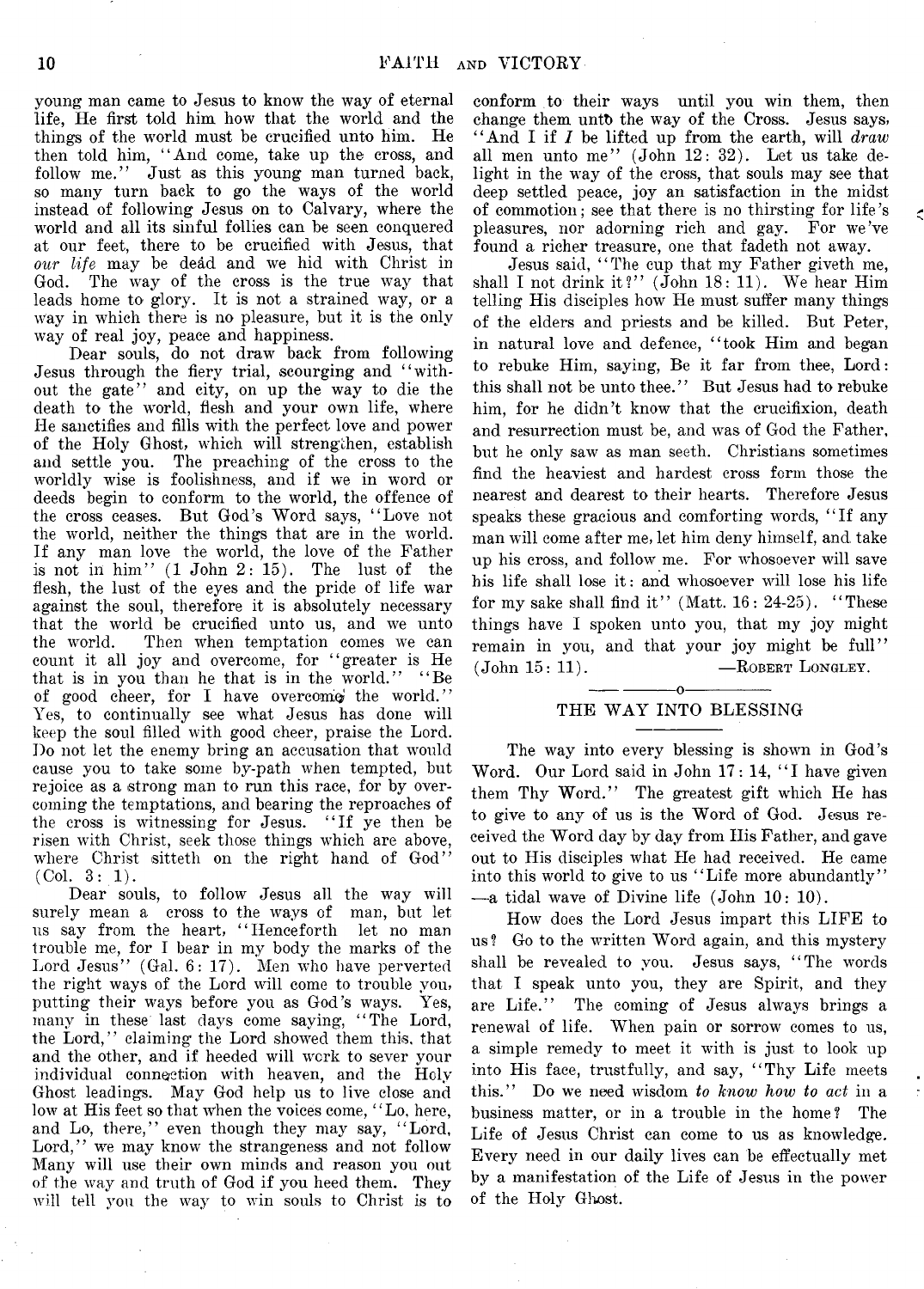young man came to Jesus to know the way of eternal life, He first told him how that the world and the things of the world must be crucified unto him. He then told him, "And come, take up the cross, and follow me." Just as this young man turned back, so many turn back to go the ways of the world instead of following Jesus on to Calvary, where the world and all its sinful follies can be seen conquered at our feet, there to be crucified with Jesus, that *our life* may be deád and we hid with Christ in God. The way of the cross is the true way that leads home to glory. It is not a strained way, or a way in which there is no pleasure, but it is the only way of real joy, peace and happiness.

Dear souls, do not draw back from following Jesus through the fiery trial, scourging and "without the gate" and city, on up the way to die the death to the world, flesh and your own life, where He sanctifies and fills with the perfect love and power of the Holy Ghost, which will strengthen, establish and settle you. The preaching of the cross to the worldly wise is foolishness, and if we in word or deeds begin to conform to the world, the offence of the cross ceases. But God's Word says, "Love not the world, neither the things that are in the world. If any man love the world, the love of the Father is not in him" (1 John 2: 15). The lust of the flesh, the lust of the eyes and the pride of life war against the soul, therefore it is absolutely necessary that the world be crucified unto us, and we unto the world. Then when temptation comes we can count it all joy and overcome, for "greater is He that is in you than he that is in the world." "Be of good cheer, for I have overcome the world." Yes, to continually see what Jesus has done will keep the soul filled with good cheer, praise the Lord. Do not let the enemy bring an accusation that would cause you to take some by-path when tempted, but rejoice as a strong man to run this race, for by overcoming the temptations, and bearing the reproaches of the cross is witnessing for Jesus. "If ye then be risen with Christ, seek those things which are above, where Christ sitteth on the right hand of God" (Col. 3: 1).

Dear souls, to follow Jesus all the way will surely mean a cross to the ways of man, but let us say from the heart, "Henceforth let no man trouble me, for I bear in my body the marks of the Lord Jesus" (Gal. 6: 17). Men who have perverted the right ways of the Lord will come to trouble you, putting their ways before you as God's ways. Yes, many in these last days come saying, "The Lord, the Lord," claiming the Lord showed them this, that and the other, and if heeded will work to sever your individual connection with heaven, and the Holy Ghost leadings. May God help us to live close and low at His feet so that when the voices come, "Lo, here, and Lo, there," even though they may say, "Lord, Lord," we may know the strangeness and not follow Many will use their own minds and reason you out of the way and truth of God if you heed them. They will tell you the way to win souls to Christ is to conform to their ways until you win them, then change them unto the way of the Cross. Jesus says, "And I if *I* be lifted up from the earth, will *draw* all men unto me" (John 12: 32). Let us take delight in the way of the cross, that souls may see that deep settled peace, joy an satisfaction in the midst of commotion; see that there is no thirsting for life's pleasures, nor adorning rich and gay. For we've found a richer treasure, one that fadeth not away.

Jesus said, "The cup that my Father giveth me, shall I not drink it?" (John 18: 11). We hear Him telling His disciples how He must suffer many things of the elders and priests and be killed. But Peter, in natural love and defence, "took Him and began to rebuke Him, saying, Be it far from thee, Lord: this shall not be unto thee." But Jesus had to rebuke him, for he didn't know that the crucifixion, death and resurrection must be, and was of God the Father, but he only saw as man seeth. Christians sometimes find the heaviest and hardest cross form those the nearest and dearest to their hearts. Therefore Jesus speaks these gracious and comforting words, "If any man will come after me, let him deny himself, and take up his cross, and follow me. For whosoever will save his life shall lose it: and whosoever will lose his life for my sake shall find it" (Matt. 16: 24-25). "These things have I spoken unto you, that my joy might remain in you, and that your joy might be full" (John 15: 11).

—Robert Longley.

## THE WAY INTO BLESSING

The way into every blessing is shown in God's Word. Our Lord said in John 17: 14, "I have given them Thy Word." The greatest gift which He has to give to any of us is the Word of God. Jesus received the Word day by day from His Father, and gave out to His disciples what He had received. He came into this world to give to us "Life more abundantly" —a tidal wave of Divine life (John 10: 10).

How does the Lord Jesus impart this LIFE to us? Go to the written Word again, and this mystery shall be revealed to you. Jesus says, "The words that I speak unto you, they are Spirit, and they are Life." The coming of Jesus always brings a renewal of life. When pain or sorrow comes to us, a simple remedy to meet it with is just to look up into His face, trustfully, and say, "Thy Life meets this." Do we need wisdom *to know how to act* in a business matter, or in a trouble in the home? The Life of Jesus Christ can come to us as knowledge. Every need in our daily lives can be effectually met by a manifestation of the Life of Jesus in the power of the Holy Ghost.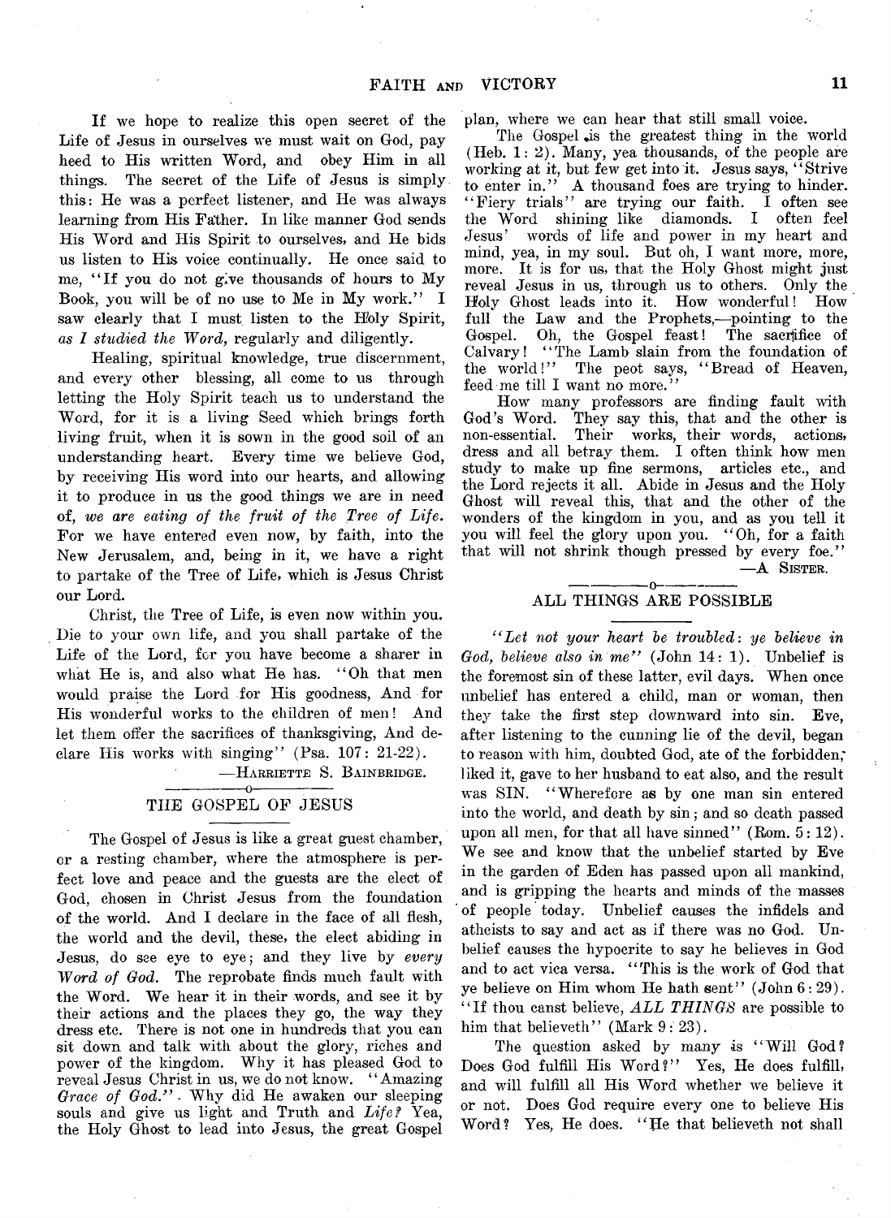If we hope to realize this open secret of the Life of Jesus in ourselves we must wait on God, pay heed to His written Word, and obey Him in all things. The secret of the Life of Jesus is simply this: He was a perfect listener, and He was always learning from His Father. In like manner God sends His Word and His Spirit to ourselves, and He bids us listen to His voice continually. He once said to me, "If you do not give thousands of hours to My Book, you will be of no use to Me in My work." I saw clearly that I must listen to the Holy Spirit, *as I studied the Word,* regularly and diligently.

Healing, spiritual knowledge, true discernment, and every other blessing, all come to us through letting the Holy Spirit teach us to understand the Word, for it is a living Seed which brings forth living fruit, when it is sown in the good soil of an understanding heart. Every time we believe God, by receiving His word into our hearts, and allowing it to produce in us the good things we are in need of, *we are eating of the fruit of the Tree of Life.* For we have entered even now, by faith, into the New Jerusalem, and, being in it, we have a right to partake of the Tree of Life, which is Jesus Christ our Lord.

Christ, the Tree of Life, is even now within you. Die to your own life, and you shall partake of the Life of the Lord, for you have become a sharer in what He is, and also what He has. "Oh that men would praise the Lord for His goodness, And for His wonderful works to the children of men! And let them offer the sacrifices of thanksgiving, And declare His works with singing" (Psa. 107: 21-22).

—HARRIETTE S. BAINBRIDGE.

## THE GOSPEL OF JESUS

The Gospel of Jesus is like a great guest chamber, or a resting chamber, where the atmosphere is perfect love and peace and the guests are the elect of God, chosen in Christ Jesus from the foundation of the world. And I declare in the face of all flesh, the world and the devil, these, the elect abiding in Jesus, do see eye to eye; and they live by *every Word of God.* The reprobate finds much fault with the Word. We hear it in their words, and see it by their actions and the places they go, the way they dress etc. There is not one in hundreds that you can sit down and talk with about the glory, riches and power of the kingdom. Why it has pleased God to reveal Jesus Christ in us, we do not know. "Amazing *Grace of God."* Why did He awaken our sleeping souls and give us light and Truth and *Life?* Yea, the Holy Ghost to lead into Jesus, the great Gospel plan, where we can hear that still small voice.

The Gospel is the greatest thing in the world (Heb. 1: 2). Many, yea thousands, of the people are working at it, but few get into it. Jesus says, "Strive to enter in." A thousand foes are trying to hinder. "Fiery trials" are trying our faith. I often see the Word shining like diamonds. I often feel Jesus' words of life and power in my heart and mind, yea, in my soul. But oh, I want more, more, more. It is for us, that the Holy Ghost might just reveal Jesus in us, through us to others. Only the Holy Ghost leads into it. How wonderful! How full the Law and the Prophets,—pointing to the Gospel. Oh, the Gospel feast! The sacrifice of Calvary! "The Lamb slain from the foundation of the world!" The peot says, "Bread of Heaven, feed me till I want no more."

How many professors are finding fault with God's Word. They say this, that and the other is non-essential. Their works, their words, actions, dress and all betray them. I often think how men study to make up fine sermons, articles etc., and the Lord rejects it all. Abide in Jesus and the Holy Ghost will reveal this, that and the other of the wonders of the kingdom in you, and as you tell it you will feel the glory upon you. "Oh, for a faith that will not shrink though pressed by every foe."

—A SISTER.

## ALL THINGS ARE POSSIBLE

*"Let not your heart be troubled: ye believe in God, believe also in me"* (John 14: 1). Unbelief is the foremost sin of these latter, evil days. When once unbelief has entered a child, man or woman, then they take the first step downward into sin. Eve, after listening to the cunning lie of the devil, began to reason with him, doubted God, ate of the forbidden, liked it, gave to her husband to eat also, and the result was SIN. "Wherefore as by one man sin entered into the world, and death by sin; and so death passed upon all men, for that all have sinned" (Rom. 5: 12). We see and know that the unbelief started by Eve in the garden of Eden has passed upon all mankind, and is gripping the hearts and minds of the masses of people today. Unbelief causes the infidels and atheists to say and act as if there was no God. Unbelief causes the hypocrite to say he believes in God and to act vica versa. "This is the work of God that ye believe on Him whom He hath sent" (John 6: 29). "If thou canst believe, *ALL THINGS* are possible to him that believeth" (Mark 9: 23).

The question asked by many is "Will God? Does God fulfill His Word?" Yes, He does fulfill, and will fulfill all His Word whether we believe it or not. Does God require every one to believe His Word? Yes, He does. "He that believeth not shall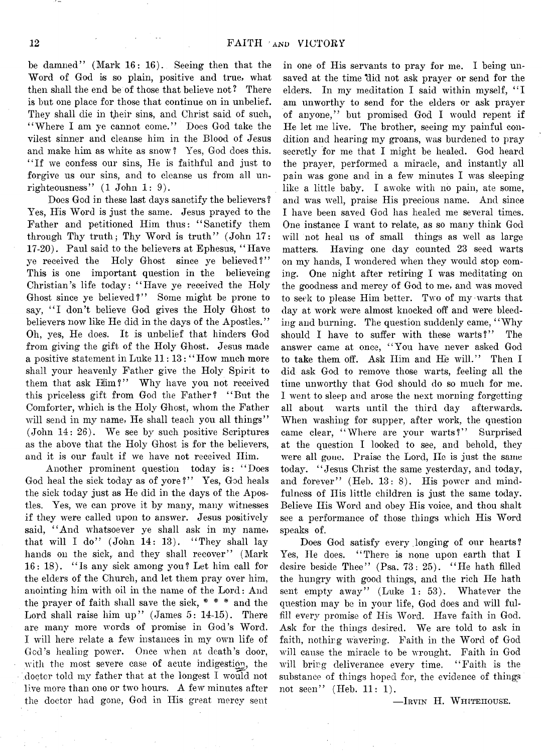be damned" (Mark 16: 16). Seeing then that the Word of God is so plain, positive and true, what then shall the end be of those that believe not? There is but one place for those that continue on in unbelief. They shall die in their sins, and Christ said of such, "Where I am ye cannot come." Does God take the vilest sinner and cleanse him in the Blood of Jesus and make him as white as snow? Yes, God does this. "If we confess our sins, He is faithful and just to forgive us our sins, and to cleanse us from all unrighteousness" (1 John 1: 9).

Does God in these last days sanctify the believers? Yes, His Word is just the same. Jesus prayed to the Father and petitioned Him thus: "Sanctify them through Thy truth; Thy Word is truth" (John 17: 17-20). Paul said to the believers at Ephesus, "Have ye received the Holy Ghost since ye believed?" This is one important question in the believeing Christian's life today: "Have ye received the Holy Ghost since ye believed?" Some might be prone to say, "I don't believe God gives the Holy Ghost to believers now like He did in the days of the Apostles." Oh, yes, He does. It is unbelief that hinders God from giving the gift of the Holy Ghost. Jesus made a positive statement in Luke 11: 13: "How much more shall your heavenly Father give the Holy Spirit to them that ask Him?" Why have you not received this priceless gift from God the Father? "But the Comforter, which is the Holy Ghost, whom the Father will send in my name, He shall teach you all things" (John 14: 26). We see by such positive Scriptures as the above that the Holy Ghost is for the believers, and it is our fault if we have not received Him.

Another prominent question today is: "Does God heal the sick today as of yore?" Yes, God heals the sick today just as He did in the days of the Apostles. Yes, we can prove it by many, many witnesses if they were called upon to answer. Jesus positively said, "And whatsoever ye shall ask in my name, that will I do" (John 14: 13). "They shall lay hands on the sick, and they shall recover" (Mark 16: 18). "Is any sick among you? Let him call for the elders of the Church, and let them pray over him, anointing him with oil in the name of the Lord: And the prayer of faith shall save the sick, * * * and the Lord shall raise him up" (James 5: 14-15). There are many more words of promise in God's Word. I will here relate a few instances in my own life of God's healing power. Once when at death's door, with the most severe case of acute indigestion, the doctor told my father that at the longest I would not live more than one or two hours. A few minutes after the doctor had gone, God in His great mercy sent in one of His servants to pray for me. I being unsaved at the time did not ask prayer or send for the elders. In my meditation I said within myself, "I am unworthy to send for the elders or ask prayer of anyone," but promised God I would repent if He let me live. The brother, seeing my painful condition and hearing my groans, was burdened to pray secretly for me that I might be healed. God heard the prayer, performed a miracle, and instantly all pain was gone and in a few minutes I was sleeping like a little baby. I awoke with no pain, ate some, and was well, praise His precious name. And since I have been saved God has healed me several times. One instance I want to relate, as so many think God will not heal us of small things as well as large matters. Having one day counted 23 seed warts on my hands, I wondered when they would stop coming. One night after retiring I was meditating on the goodness and mercy of God to me, and was moved to seek to please Him better. Two of my warts that day at work were almost knocked off and were bleeding and burning. The question suddenly came, "Why should I have to suffer with these warts?" The answer came at once, "You have never asked God to take them off. Ask Him and He will." Then I did ask God to remove those warts, feeling all the time unworthy that God should do so much for me. I went to sleep and arose the next morning forgetting all about warts until the third day afterwards. When washing for supper, after work, the question came clear, "Where are your warts?" Surprised at the question I looked to see, and behold, they were all gone. Praise the Lord, He is just the same today. "Jesus Christ the same yesterday, and today, and forever" (Heb. 13: 8). His power and mindfulness of His little children is just the same today. Believe His Word and obey His voice, and thou shalt see a performance of those things which His Word speaks of.

Does God satisfy every longing of our hearts? Yes, He does. "There is none upon earth that I desire beside Thee" (Psa. 73: 25). "He hath filled the hungry with good things, and the rich He hath sent empty away" (Luke 1: 53). Whatever the question may be in your life, God does and will fulfill every promise of His Word. Have faith in God. Ask for the things desired. We are told to ask in faith, nothing wavering. Faith in the Word of God will cause the miracle to be wrought. Faith in God will bring deliverance every time. "Faith is the substance of things hoped for, the evidence of things not seen" (Heb. 11: 1).

—Irvin H. Whitehouse.